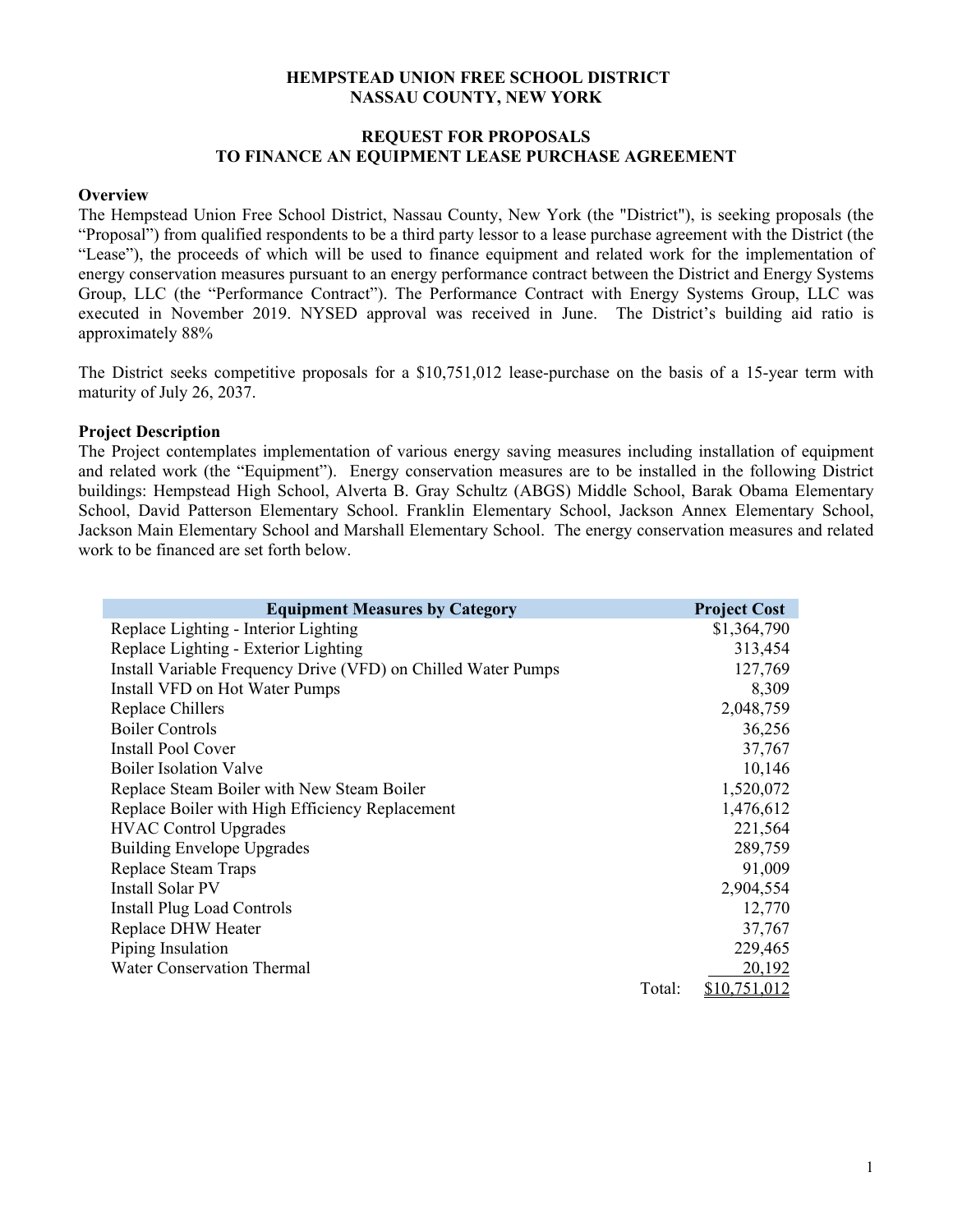# HEMPSTEAD UNION FREE SCHOOL DISTRICT
# NASSAU COUNTY, NEW YORK

## REQUEST FOR PROPOSALS
## TO FINANCE AN EQUIPMENT LEASE PURCHASE AGREEMENT

**Overview**

The Hempstead Union Free School District, Nassau County, New York (the "District"), is seeking proposals (the "Proposal") from qualified respondents to be a third party lessor to a lease purchase agreement with the District (the "Lease"), the proceeds of which will be used to finance equipment and related work for the implementation of energy conservation measures pursuant to an energy performance contract between the District and Energy Systems Group, LLC (the "Performance Contract"). The Performance Contract with Energy Systems Group, LLC was executed in November 2019. NYSED approval was received in June. The District's building aid ratio is approximately 88%

The District seeks competitive proposals for a $10,751,012 lease-purchase on the basis of a 15-year term with maturity of July 26, 2037.

**Project Description**

The Project contemplates implementation of various energy saving measures including installation of equipment and related work (the "Equipment"). Energy conservation measures are to be installed in the following District buildings: Hempstead High School, Alverta B. Gray Schultz (ABGS) Middle School, Barak Obama Elementary School, David Patterson Elementary School. Franklin Elementary School, Jackson Annex Elementary School, Jackson Main Elementary School and Marshall Elementary School. The energy conservation measures and related work to be financed are set forth below.

| Equipment Measures by Category | | Project Cost |
|---|---|---|
| Replace Lighting - Interior Lighting | | $1,364,790 |
| Replace Lighting - Exterior Lighting | | 313,454 |
| Install Variable Frequency Drive (VFD) on Chilled Water Pumps | | 127,769 |
| Install VFD on Hot Water Pumps | | 8,309 |
| Replace Chillers | | 2,048,759 |
| Boiler Controls | | 36,256 |
| Install Pool Cover | | 37,767 |
| Boiler Isolation Valve | | 10,146 |
| Replace Steam Boiler with New Steam Boiler | | 1,520,072 |
| Replace Boiler with High Efficiency Replacement | | 1,476,612 |
| HVAC Control Upgrades | | 221,564 |
| Building Envelope Upgrades | | 289,759 |
| Replace Steam Traps | | 91,009 |
| Install Solar PV | | 2,904,554 |
| Install Plug Load Controls | | 12,770 |
| Replace DHW Heater | | 37,767 |
| Piping Insulation | | 229,465 |
| Water Conservation Thermal | | 20,192 |
| | Total: | $10,751,012 |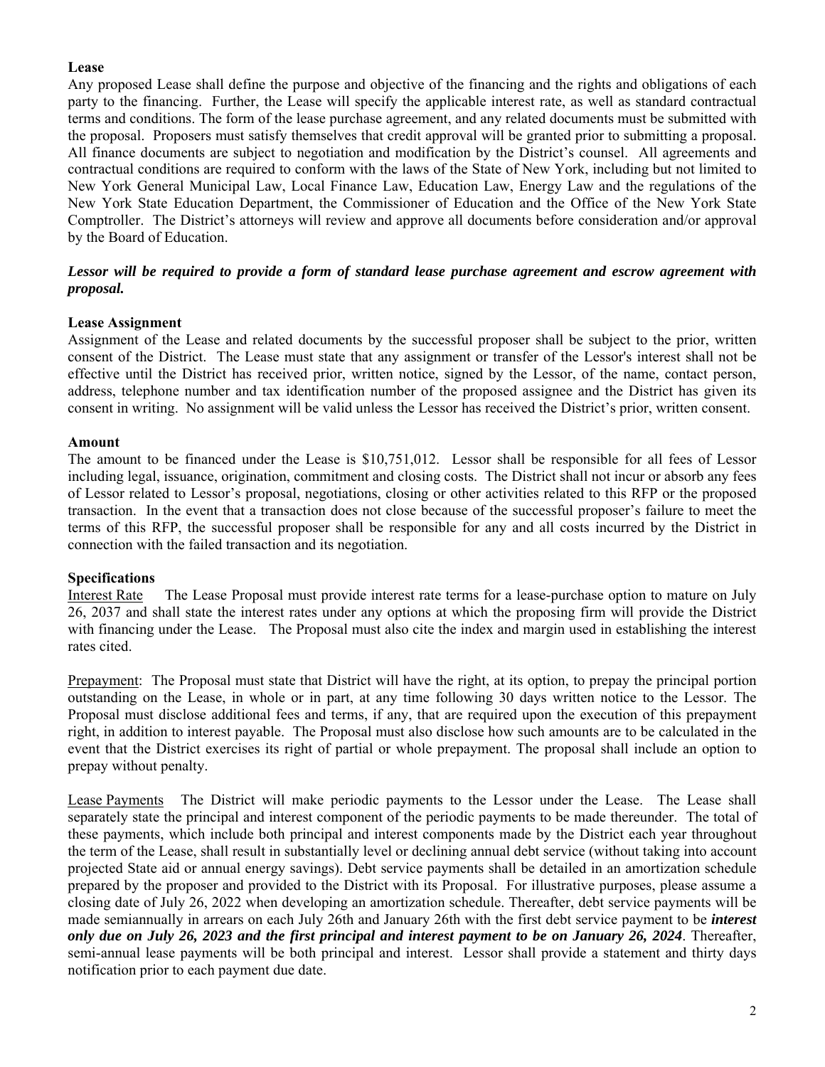**Lease**

Any proposed Lease shall define the purpose and objective of the financing and the rights and obligations of each party to the financing. Further, the Lease will specify the applicable interest rate, as well as standard contractual terms and conditions. The form of the lease purchase agreement, and any related documents must be submitted with the proposal. Proposers must satisfy themselves that credit approval will be granted prior to submitting a proposal. All finance documents are subject to negotiation and modification by the District's counsel. All agreements and contractual conditions are required to conform with the laws of the State of New York, including but not limited to New York General Municipal Law, Local Finance Law, Education Law, Energy Law and the regulations of the New York State Education Department, the Commissioner of Education and the Office of the New York State Comptroller. The District's attorneys will review and approve all documents before consideration and/or approval by the Board of Education.

***Lessor will be required to provide a form of standard lease purchase agreement and escrow agreement with proposal.***

**Lease Assignment**

Assignment of the Lease and related documents by the successful proposer shall be subject to the prior, written consent of the District. The Lease must state that any assignment or transfer of the Lessor's interest shall not be effective until the District has received prior, written notice, signed by the Lessor, of the name, contact person, address, telephone number and tax identification number of the proposed assignee and the District has given its consent in writing. No assignment will be valid unless the Lessor has received the District's prior, written consent.

**Amount**

The amount to be financed under the Lease is $10,751,012. Lessor shall be responsible for all fees of Lessor including legal, issuance, origination, commitment and closing costs. The District shall not incur or absorb any fees of Lessor related to Lessor's proposal, negotiations, closing or other activities related to this RFP or the proposed transaction. In the event that a transaction does not close because of the successful proposer's failure to meet the terms of this RFP, the successful proposer shall be responsible for any and all costs incurred by the District in connection with the failed transaction and its negotiation.

**Specifications**

Interest Rate The Lease Proposal must provide interest rate terms for a lease-purchase option to mature on July 26, 2037 and shall state the interest rates under any options at which the proposing firm will provide the District with financing under the Lease. The Proposal must also cite the index and margin used in establishing the interest rates cited.

Prepayment: The Proposal must state that District will have the right, at its option, to prepay the principal portion outstanding on the Lease, in whole or in part, at any time following 30 days written notice to the Lessor. The Proposal must disclose additional fees and terms, if any, that are required upon the execution of this prepayment right, in addition to interest payable. The Proposal must also disclose how such amounts are to be calculated in the event that the District exercises its right of partial or whole prepayment. The proposal shall include an option to prepay without penalty.

Lease Payments The District will make periodic payments to the Lessor under the Lease. The Lease shall separately state the principal and interest component of the periodic payments to be made thereunder. The total of these payments, which include both principal and interest components made by the District each year throughout the term of the Lease, shall result in substantially level or declining annual debt service (without taking into account projected State aid or annual energy savings). Debt service payments shall be detailed in an amortization schedule prepared by the proposer and provided to the District with its Proposal. For illustrative purposes, please assume a closing date of July 26, 2022 when developing an amortization schedule. Thereafter, debt service payments will be made semiannually in arrears on each July 26th and January 26th with the first debt service payment to be ***interest only due on July 26, 2023 and the first principal and interest payment to be on January 26, 2024***. Thereafter, semi-annual lease payments will be both principal and interest. Lessor shall provide a statement and thirty days notification prior to each payment due date.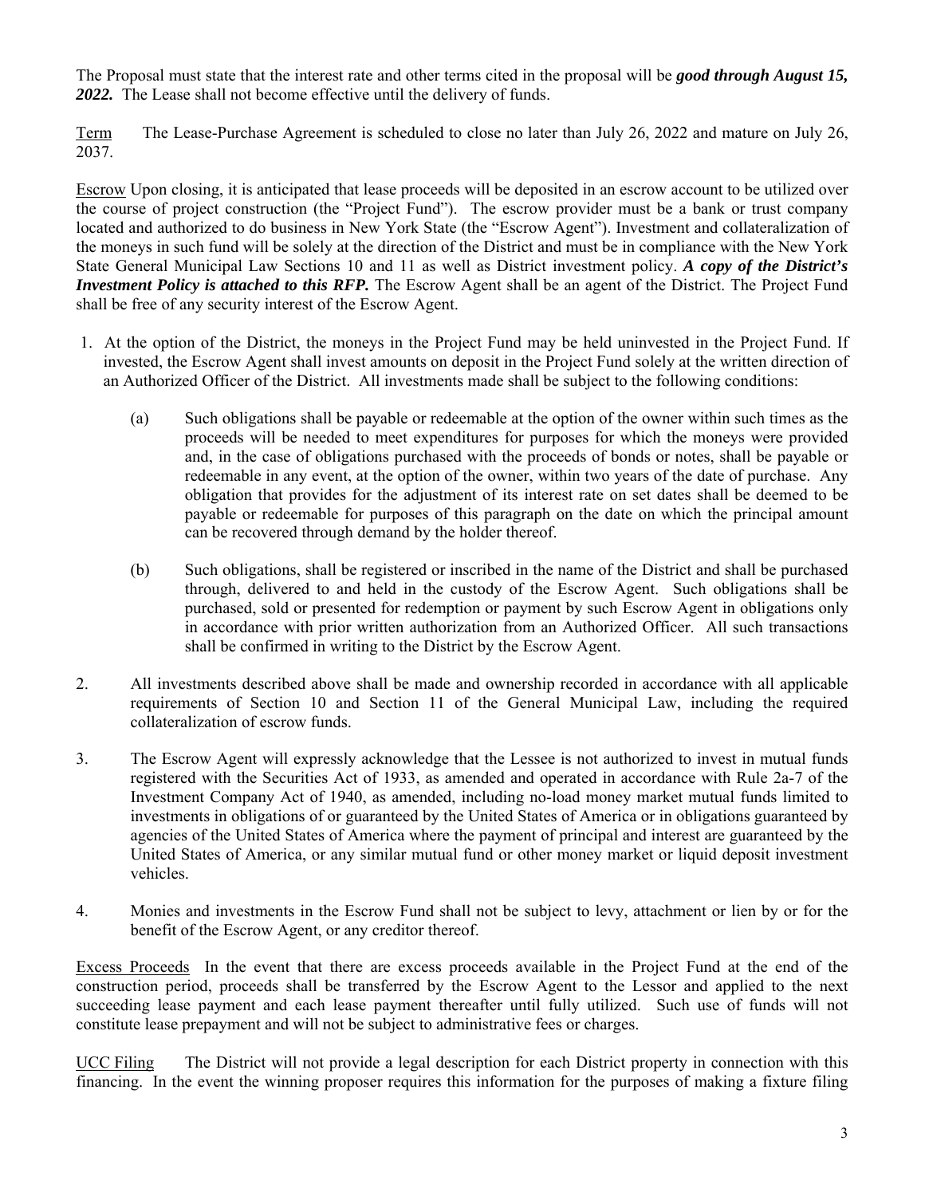The Proposal must state that the interest rate and other terms cited in the proposal will be ***good through August 15, 2022.*** The Lease shall not become effective until the delivery of funds.

<u>Term</u> The Lease-Purchase Agreement is scheduled to close no later than July 26, 2022 and mature on July 26, 2037.

<u>Escrow</u> Upon closing, it is anticipated that lease proceeds will be deposited in an escrow account to be utilized over the course of project construction (the "Project Fund"). The escrow provider must be a bank or trust company located and authorized to do business in New York State (the "Escrow Agent"). Investment and collateralization of the moneys in such fund will be solely at the direction of the District and must be in compliance with the New York State General Municipal Law Sections 10 and 11 as well as District investment policy. ***A copy of the District's Investment Policy is attached to this RFP.*** The Escrow Agent shall be an agent of the District. The Project Fund shall be free of any security interest of the Escrow Agent.

1. At the option of the District, the moneys in the Project Fund may be held uninvested in the Project Fund. If invested, the Escrow Agent shall invest amounts on deposit in the Project Fund solely at the written direction of an Authorized Officer of the District. All investments made shall be subject to the following conditions:

   (a) Such obligations shall be payable or redeemable at the option of the owner within such times as the proceeds will be needed to meet expenditures for purposes for which the moneys were provided and, in the case of obligations purchased with the proceeds of bonds or notes, shall be payable or redeemable in any event, at the option of the owner, within two years of the date of purchase. Any obligation that provides for the adjustment of its interest rate on set dates shall be deemed to be payable or redeemable for purposes of this paragraph on the date on which the principal amount can be recovered through demand by the holder thereof.

   (b) Such obligations, shall be registered or inscribed in the name of the District and shall be purchased through, delivered to and held in the custody of the Escrow Agent. Such obligations shall be purchased, sold or presented for redemption or payment by such Escrow Agent in obligations only in accordance with prior written authorization from an Authorized Officer. All such transactions shall be confirmed in writing to the District by the Escrow Agent.

2. All investments described above shall be made and ownership recorded in accordance with all applicable requirements of Section 10 and Section 11 of the General Municipal Law, including the required collateralization of escrow funds.

3. The Escrow Agent will expressly acknowledge that the Lessee is not authorized to invest in mutual funds registered with the Securities Act of 1933, as amended and operated in accordance with Rule 2a-7 of the Investment Company Act of 1940, as amended, including no-load money market mutual funds limited to investments in obligations of or guaranteed by the United States of America or in obligations guaranteed by agencies of the United States of America where the payment of principal and interest are guaranteed by the United States of America, or any similar mutual fund or other money market or liquid deposit investment vehicles.

4. Monies and investments in the Escrow Fund shall not be subject to levy, attachment or lien by or for the benefit of the Escrow Agent, or any creditor thereof.

<u>Excess Proceeds</u> In the event that there are excess proceeds available in the Project Fund at the end of the construction period, proceeds shall be transferred by the Escrow Agent to the Lessor and applied to the next succeeding lease payment and each lease payment thereafter until fully utilized. Such use of funds will not constitute lease prepayment and will not be subject to administrative fees or charges.

<u>UCC Filing</u> The District will not provide a legal description for each District property in connection with this financing. In the event the winning proposer requires this information for the purposes of making a fixture filing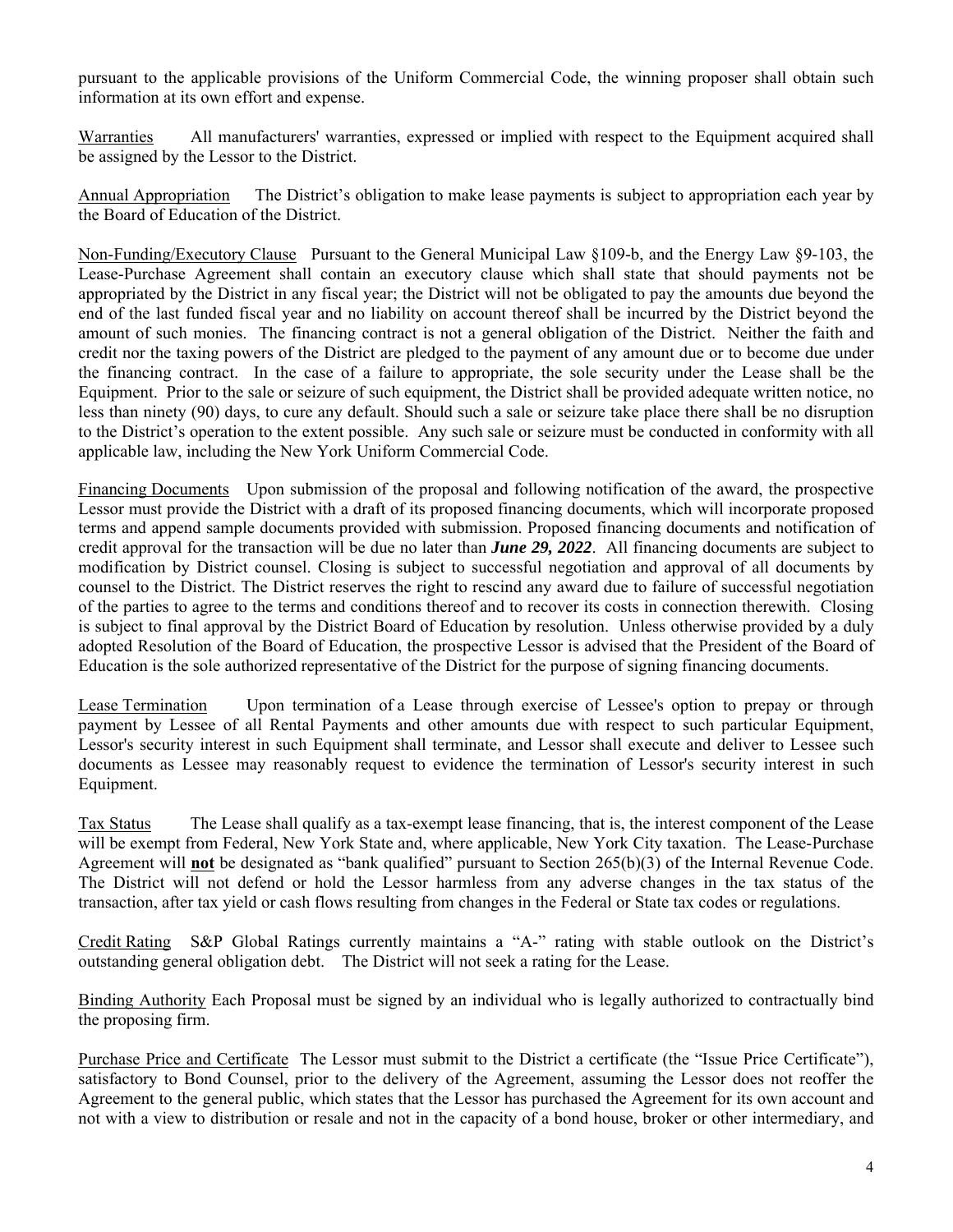pursuant to the applicable provisions of the Uniform Commercial Code, the winning proposer shall obtain such information at its own effort and expense.

Warranties All manufacturers' warranties, expressed or implied with respect to the Equipment acquired shall be assigned by the Lessor to the District.

Annual Appropriation The District's obligation to make lease payments is subject to appropriation each year by the Board of Education of the District.

Non-Funding/Executory Clause Pursuant to the General Municipal Law §109-b, and the Energy Law §9-103, the Lease-Purchase Agreement shall contain an executory clause which shall state that should payments not be appropriated by the District in any fiscal year; the District will not be obligated to pay the amounts due beyond the end of the last funded fiscal year and no liability on account thereof shall be incurred by the District beyond the amount of such monies. The financing contract is not a general obligation of the District. Neither the faith and credit nor the taxing powers of the District are pledged to the payment of any amount due or to become due under the financing contract. In the case of a failure to appropriate, the sole security under the Lease shall be the Equipment. Prior to the sale or seizure of such equipment, the District shall be provided adequate written notice, no less than ninety (90) days, to cure any default. Should such a sale or seizure take place there shall be no disruption to the District's operation to the extent possible. Any such sale or seizure must be conducted in conformity with all applicable law, including the New York Uniform Commercial Code.

Financing Documents Upon submission of the proposal and following notification of the award, the prospective Lessor must provide the District with a draft of its proposed financing documents, which will incorporate proposed terms and append sample documents provided with submission. Proposed financing documents and notification of credit approval for the transaction will be due no later than ***June 29, 2022***. All financing documents are subject to modification by District counsel. Closing is subject to successful negotiation and approval of all documents by counsel to the District. The District reserves the right to rescind any award due to failure of successful negotiation of the parties to agree to the terms and conditions thereof and to recover its costs in connection therewith. Closing is subject to final approval by the District Board of Education by resolution. Unless otherwise provided by a duly adopted Resolution of the Board of Education, the prospective Lessor is advised that the President of the Board of Education is the sole authorized representative of the District for the purpose of signing financing documents.

Lease Termination Upon termination of a Lease through exercise of Lessee's option to prepay or through payment by Lessee of all Rental Payments and other amounts due with respect to such particular Equipment, Lessor's security interest in such Equipment shall terminate, and Lessor shall execute and deliver to Lessee such documents as Lessee may reasonably request to evidence the termination of Lessor's security interest in such Equipment.

Tax Status The Lease shall qualify as a tax-exempt lease financing, that is, the interest component of the Lease will be exempt from Federal, New York State and, where applicable, New York City taxation. The Lease-Purchase Agreement will **not** be designated as "bank qualified" pursuant to Section 265(b)(3) of the Internal Revenue Code. The District will not defend or hold the Lessor harmless from any adverse changes in the tax status of the transaction, after tax yield or cash flows resulting from changes in the Federal or State tax codes or regulations.

Credit Rating S&P Global Ratings currently maintains a "A-" rating with stable outlook on the District's outstanding general obligation debt. The District will not seek a rating for the Lease.

Binding Authority Each Proposal must be signed by an individual who is legally authorized to contractually bind the proposing firm.

Purchase Price and Certificate The Lessor must submit to the District a certificate (the "Issue Price Certificate"), satisfactory to Bond Counsel, prior to the delivery of the Agreement, assuming the Lessor does not reoffer the Agreement to the general public, which states that the Lessor has purchased the Agreement for its own account and not with a view to distribution or resale and not in the capacity of a bond house, broker or other intermediary, and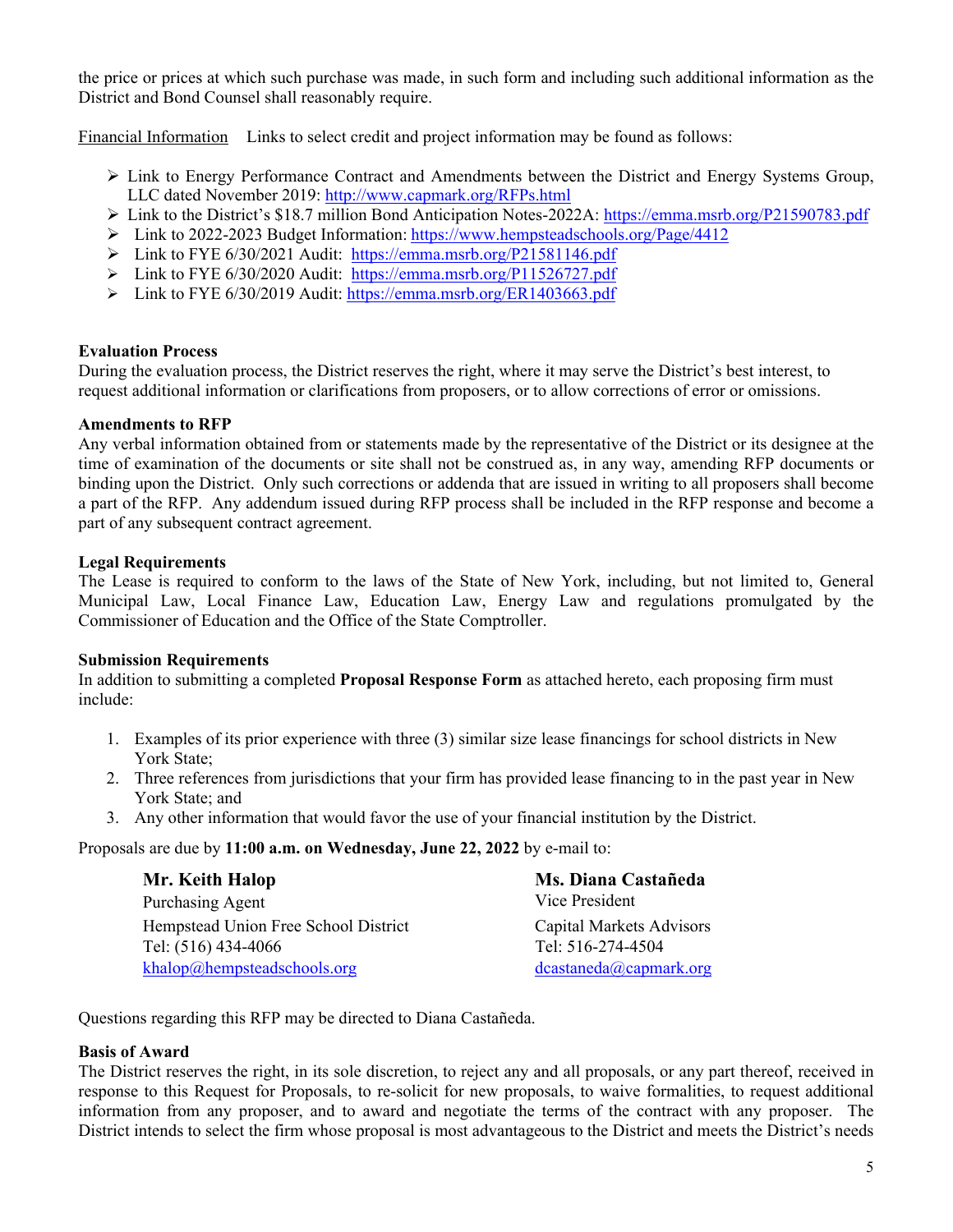the price or prices at which such purchase was made, in such form and including such additional information as the District and Bond Counsel shall reasonably require.

Financial Information Links to select credit and project information may be found as follows:

- Link to Energy Performance Contract and Amendments between the District and Energy Systems Group, LLC dated November 2019: http://www.capmark.org/RFPs.html
- Link to the District's $18.7 million Bond Anticipation Notes-2022A: https://emma.msrb.org/P21590783.pdf
- Link to 2022-2023 Budget Information: https://www.hempsteadschools.org/Page/4412
- Link to FYE 6/30/2021 Audit: https://emma.msrb.org/P21581146.pdf
- Link to FYE 6/30/2020 Audit: https://emma.msrb.org/P11526727.pdf
- Link to FYE 6/30/2019 Audit: https://emma.msrb.org/ER1403663.pdf

**Evaluation Process**

During the evaluation process, the District reserves the right, where it may serve the District's best interest, to request additional information or clarifications from proposers, or to allow corrections of error or omissions.

**Amendments to RFP**

Any verbal information obtained from or statements made by the representative of the District or its designee at the time of examination of the documents or site shall not be construed as, in any way, amending RFP documents or binding upon the District. Only such corrections or addenda that are issued in writing to all proposers shall become a part of the RFP. Any addendum issued during RFP process shall be included in the RFP response and become a part of any subsequent contract agreement.

**Legal Requirements**

The Lease is required to conform to the laws of the State of New York, including, but not limited to, General Municipal Law, Local Finance Law, Education Law, Energy Law and regulations promulgated by the Commissioner of Education and the Office of the State Comptroller.

**Submission Requirements**

In addition to submitting a completed **Proposal Response Form** as attached hereto, each proposing firm must include:

1. Examples of its prior experience with three (3) similar size lease financings for school districts in New York State;
2. Three references from jurisdictions that your firm has provided lease financing to in the past year in New York State; and
3. Any other information that would favor the use of your financial institution by the District.

Proposals are due by **11:00 a.m. on Wednesday, June 22, 2022** by e-mail to:

**Mr. Keith Halop**
Purchasing Agent
Hempstead Union Free School District
Tel: (516) 434-4066
khalop@hempsteadschools.org

**Ms. Diana Castañeda**
Vice President
Capital Markets Advisors
Tel: 516-274-4504
dcastaneda@capmark.org

Questions regarding this RFP may be directed to Diana Castañeda.

**Basis of Award**

The District reserves the right, in its sole discretion, to reject any and all proposals, or any part thereof, received in response to this Request for Proposals, to re-solicit for new proposals, to waive formalities, to request additional information from any proposer, and to award and negotiate the terms of the contract with any proposer. The District intends to select the firm whose proposal is most advantageous to the District and meets the District's needs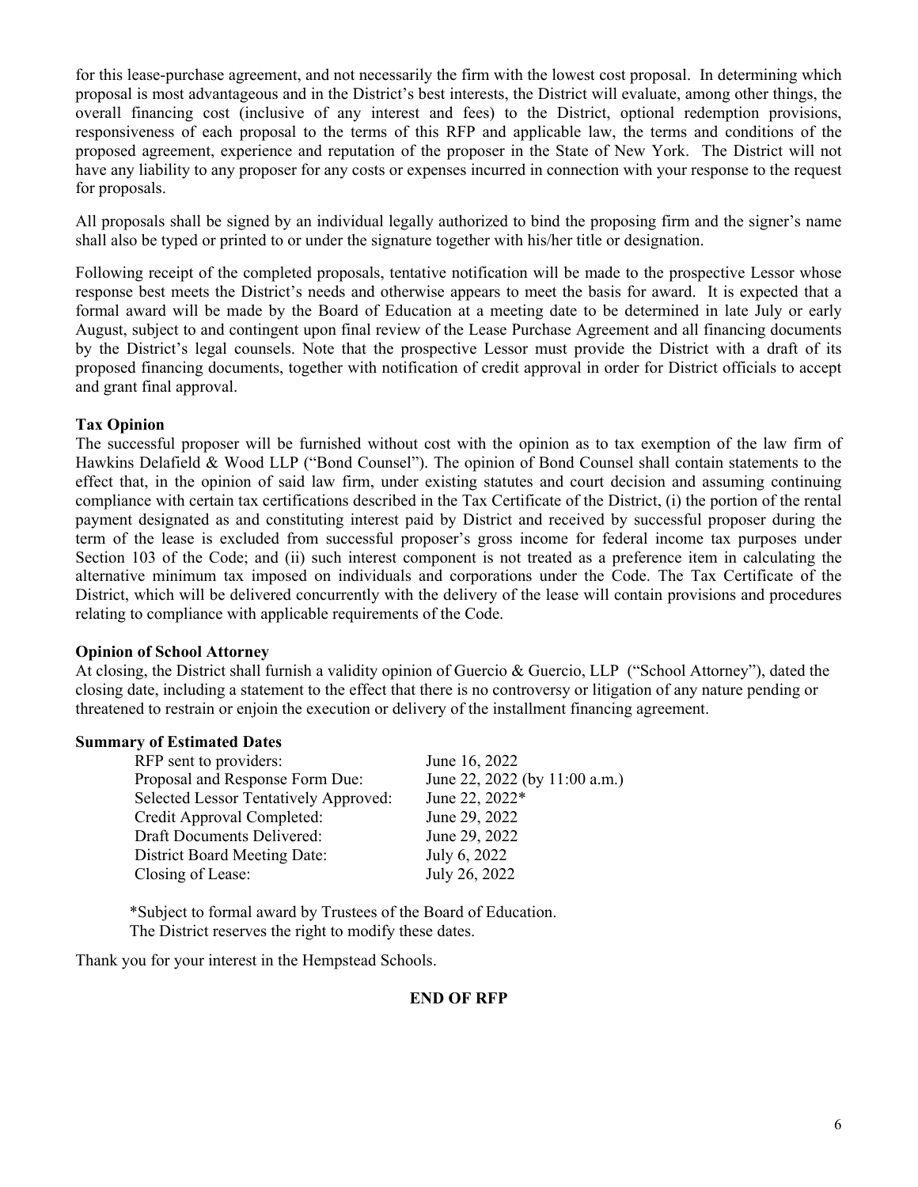for this lease-purchase agreement, and not necessarily the firm with the lowest cost proposal. In determining which proposal is most advantageous and in the District's best interests, the District will evaluate, among other things, the overall financing cost (inclusive of any interest and fees) to the District, optional redemption provisions, responsiveness of each proposal to the terms of this RFP and applicable law, the terms and conditions of the proposed agreement, experience and reputation of the proposer in the State of New York. The District will not have any liability to any proposer for any costs or expenses incurred in connection with your response to the request for proposals.

All proposals shall be signed by an individual legally authorized to bind the proposing firm and the signer's name shall also be typed or printed to or under the signature together with his/her title or designation.

Following receipt of the completed proposals, tentative notification will be made to the prospective Lessor whose response best meets the District's needs and otherwise appears to meet the basis for award. It is expected that a formal award will be made by the Board of Education at a meeting date to be determined in late July or early August, subject to and contingent upon final review of the Lease Purchase Agreement and all financing documents by the District's legal counsels. Note that the prospective Lessor must provide the District with a draft of its proposed financing documents, together with notification of credit approval in order for District officials to accept and grant final approval.

**Tax Opinion**

The successful proposer will be furnished without cost with the opinion as to tax exemption of the law firm of Hawkins Delafield & Wood LLP ("Bond Counsel"). The opinion of Bond Counsel shall contain statements to the effect that, in the opinion of said law firm, under existing statutes and court decision and assuming continuing compliance with certain tax certifications described in the Tax Certificate of the District, (i) the portion of the rental payment designated as and constituting interest paid by District and received by successful proposer during the term of the lease is excluded from successful proposer's gross income for federal income tax purposes under Section 103 of the Code; and (ii) such interest component is not treated as a preference item in calculating the alternative minimum tax imposed on individuals and corporations under the Code. The Tax Certificate of the District, which will be delivered concurrently with the delivery of the lease will contain provisions and procedures relating to compliance with applicable requirements of the Code.

**Opinion of School Attorney**

At closing, the District shall furnish a validity opinion of Guercio & Guercio, LLP ("School Attorney"), dated the closing date, including a statement to the effect that there is no controversy or litigation of any nature pending or threatened to restrain or enjoin the execution or delivery of the installment financing agreement.

**Summary of Estimated Dates**

| | |
|---|---|
| RFP sent to providers: | June 16, 2022 |
| Proposal and Response Form Due: | June 22, 2022 (by 11:00 a.m.) |
| Selected Lessor Tentatively Approved: | June 22, 2022* |
| Credit Approval Completed: | June 29, 2022 |
| Draft Documents Delivered: | June 29, 2022 |
| District Board Meeting Date: | July 6, 2022 |
| Closing of Lease: | July 26, 2022 |

*Subject to formal award by Trustees of the Board of Education.
The District reserves the right to modify these dates.

Thank you for your interest in the Hempstead Schools.

**END OF RFP**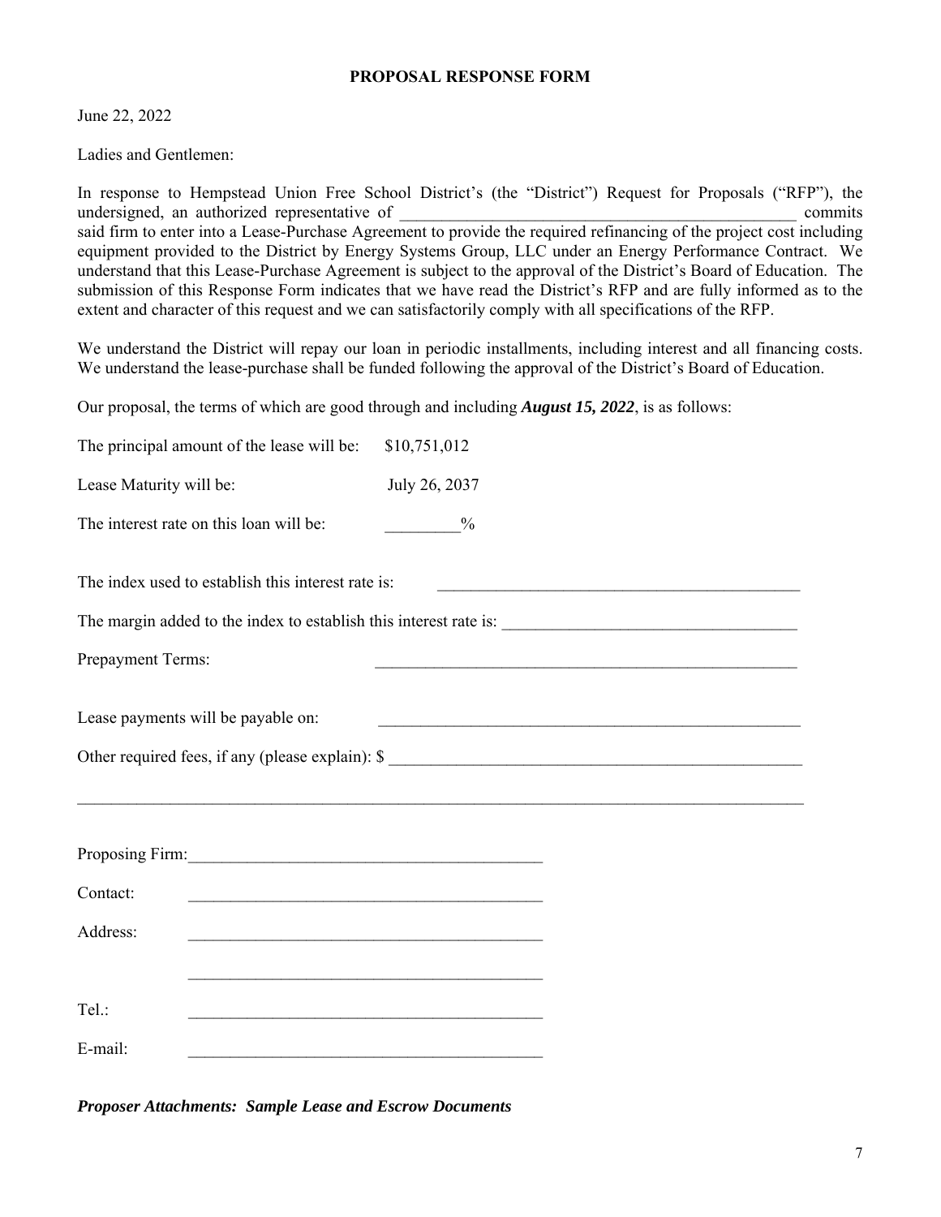**PROPOSAL RESPONSE FORM**

June 22, 2022

Ladies and Gentlemen:

In response to Hempstead Union Free School District's (the "District") Request for Proposals ("RFP"), the undersigned, an authorized representative of \_\_\_\_\_\_\_\_\_\_\_\_\_\_\_\_\_\_\_\_\_\_\_\_\_\_\_\_\_\_\_\_\_\_\_\_\_\_\_\_\_\_\_\_\_\_\_\_ commits said firm to enter into a Lease-Purchase Agreement to provide the required refinancing of the project cost including equipment provided to the District by Energy Systems Group, LLC under an Energy Performance Contract. We understand that this Lease-Purchase Agreement is subject to the approval of the District's Board of Education. The submission of this Response Form indicates that we have read the District's RFP and are fully informed as to the extent and character of this request and we can satisfactorily comply with all specifications of the RFP.

We understand the District will repay our loan in periodic installments, including interest and all financing costs. We understand the lease-purchase shall be funded following the approval of the District's Board of Education.

Our proposal, the terms of which are good through and including ***August 15, 2022***, is as follows:

The principal amount of the lease will be: $10,751,012

Lease Maturity will be: July 26, 2037

The interest rate on this loan will be: \_\_\_\_\_\_\_\_\_%

The index used to establish this interest rate is: \_\_\_\_\_\_\_\_\_\_\_\_\_\_\_\_\_\_\_\_\_\_\_\_\_\_\_\_\_\_\_\_\_\_\_\_\_\_\_\_\_\_\_\_

The margin added to the index to establish this interest rate is: \_\_\_\_\_\_\_\_\_\_\_\_\_\_\_\_\_\_\_\_\_\_\_\_\_\_\_\_\_\_\_\_\_\_\_\_

Prepayment Terms: \_\_\_\_\_\_\_\_\_\_\_\_\_\_\_\_\_\_\_\_\_\_\_\_\_\_\_\_\_\_\_\_\_\_\_\_\_\_\_\_\_\_\_\_\_\_\_\_\_\_

Lease payments will be payable on: \_\_\_\_\_\_\_\_\_\_\_\_\_\_\_\_\_\_\_\_\_\_\_\_\_\_\_\_\_\_\_\_\_\_\_\_\_\_\_\_\_\_\_\_\_\_\_\_\_\_

Other required fees, if any (please explain): $ \_\_\_\_\_\_\_\_\_\_\_\_\_\_\_\_\_\_\_\_\_\_\_\_\_\_\_\_\_\_\_\_\_\_\_\_\_\_\_\_\_\_\_\_\_\_\_\_\_\_

\_\_\_\_\_\_\_\_\_\_\_\_\_\_\_\_\_\_\_\_\_\_\_\_\_\_\_\_\_\_\_\_\_\_\_\_\_\_\_\_\_\_\_\_\_\_\_\_\_\_\_\_\_\_\_\_\_\_\_\_\_\_\_\_\_\_\_\_\_\_\_\_\_\_\_\_\_\_\_\_\_\_\_\_\_\_\_\_\_\_

Proposing Firm: \_\_\_\_\_\_\_\_\_\_\_\_\_\_\_\_\_\_\_\_\_\_\_\_\_\_\_\_\_\_\_\_\_\_\_\_\_\_\_\_\_\_

Contact: \_\_\_\_\_\_\_\_\_\_\_\_\_\_\_\_\_\_\_\_\_\_\_\_\_\_\_\_\_\_\_\_\_\_\_\_\_\_\_\_\_\_

Address: \_\_\_\_\_\_\_\_\_\_\_\_\_\_\_\_\_\_\_\_\_\_\_\_\_\_\_\_\_\_\_\_\_\_\_\_\_\_\_\_\_\_

\_\_\_\_\_\_\_\_\_\_\_\_\_\_\_\_\_\_\_\_\_\_\_\_\_\_\_\_\_\_\_\_\_\_\_\_\_\_\_\_\_\_

Tel.: \_\_\_\_\_\_\_\_\_\_\_\_\_\_\_\_\_\_\_\_\_\_\_\_\_\_\_\_\_\_\_\_\_\_\_\_\_\_\_\_\_\_

E-mail: \_\_\_\_\_\_\_\_\_\_\_\_\_\_\_\_\_\_\_\_\_\_\_\_\_\_\_\_\_\_\_\_\_\_\_\_\_\_\_\_\_\_

***Proposer Attachments: Sample Lease and Escrow Documents***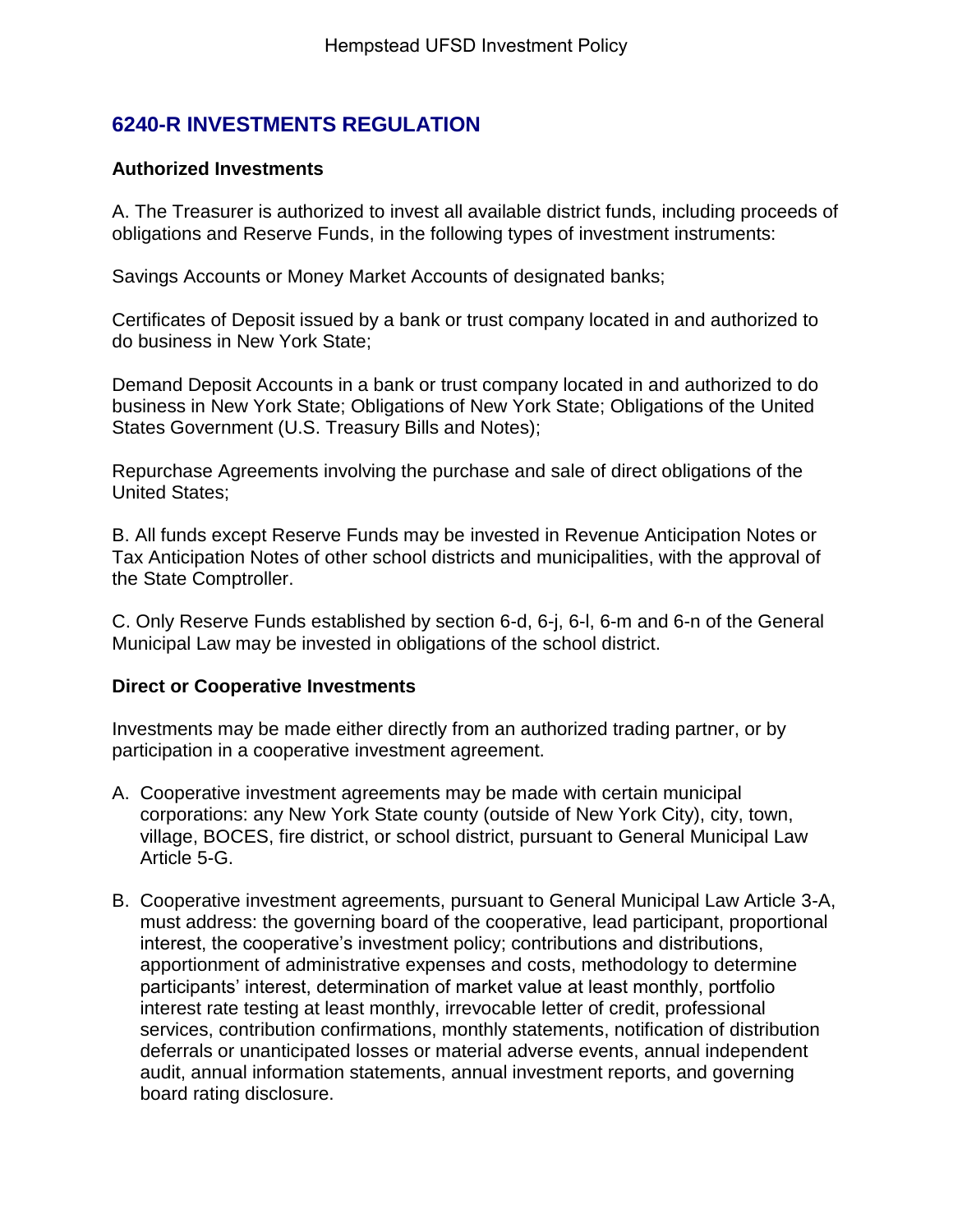## 6240-R INVESTMENTS REGULATION

### Authorized Investments

A. The Treasurer is authorized to invest all available district funds, including proceeds of obligations and Reserve Funds, in the following types of investment instruments:

Savings Accounts or Money Market Accounts of designated banks;

Certificates of Deposit issued by a bank or trust company located in and authorized to do business in New York State;

Demand Deposit Accounts in a bank or trust company located in and authorized to do business in New York State; Obligations of New York State; Obligations of the United States Government (U.S. Treasury Bills and Notes);

Repurchase Agreements involving the purchase and sale of direct obligations of the United States;

B. All funds except Reserve Funds may be invested in Revenue Anticipation Notes or Tax Anticipation Notes of other school districts and municipalities, with the approval of the State Comptroller.

C. Only Reserve Funds established by section 6-d, 6-j, 6-l, 6-m and 6-n of the General Municipal Law may be invested in obligations of the school district.

### Direct or Cooperative Investments

Investments may be made either directly from an authorized trading partner, or by participation in a cooperative investment agreement.

A. Cooperative investment agreements may be made with certain municipal corporations: any New York State county (outside of New York City), city, town, village, BOCES, fire district, or school district, pursuant to General Municipal Law Article 5-G.

B. Cooperative investment agreements, pursuant to General Municipal Law Article 3-A, must address: the governing board of the cooperative, lead participant, proportional interest, the cooperative's investment policy; contributions and distributions, apportionment of administrative expenses and costs, methodology to determine participants' interest, determination of market value at least monthly, portfolio interest rate testing at least monthly, irrevocable letter of credit, professional services, contribution confirmations, monthly statements, notification of distribution deferrals or unanticipated losses or material adverse events, annual independent audit, annual information statements, annual investment reports, and governing board rating disclosure.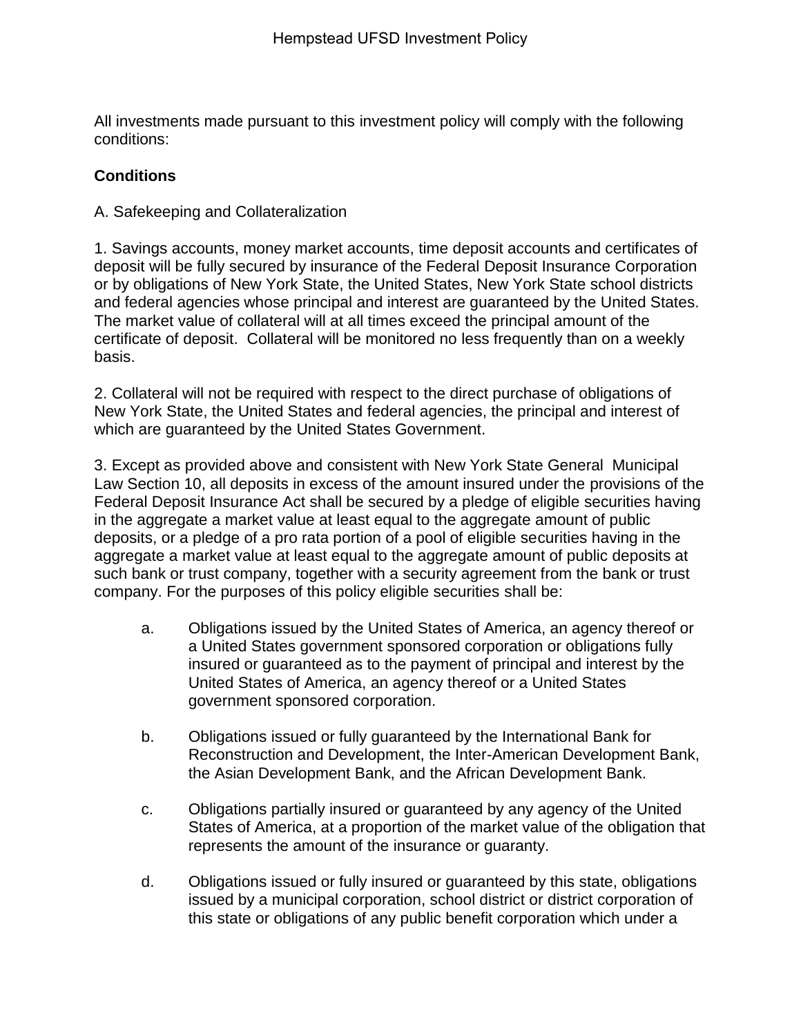All investments made pursuant to this investment policy will comply with the following conditions:

**Conditions**

A. Safekeeping and Collateralization

1. Savings accounts, money market accounts, time deposit accounts and certificates of deposit will be fully secured by insurance of the Federal Deposit Insurance Corporation or by obligations of New York State, the United States, New York State school districts and federal agencies whose principal and interest are guaranteed by the United States. The market value of collateral will at all times exceed the principal amount of the certificate of deposit. Collateral will be monitored no less frequently than on a weekly basis.

2. Collateral will not be required with respect to the direct purchase of obligations of New York State, the United States and federal agencies, the principal and interest of which are guaranteed by the United States Government.

3. Except as provided above and consistent with New York State General Municipal Law Section 10, all deposits in excess of the amount insured under the provisions of the Federal Deposit Insurance Act shall be secured by a pledge of eligible securities having in the aggregate a market value at least equal to the aggregate amount of public deposits, or a pledge of a pro rata portion of a pool of eligible securities having in the aggregate a market value at least equal to the aggregate amount of public deposits at such bank or trust company, together with a security agreement from the bank or trust company. For the purposes of this policy eligible securities shall be:

   a. Obligations issued by the United States of America, an agency thereof or a United States government sponsored corporation or obligations fully insured or guaranteed as to the payment of principal and interest by the United States of America, an agency thereof or a United States government sponsored corporation.

   b. Obligations issued or fully guaranteed by the International Bank for Reconstruction and Development, the Inter-American Development Bank, the Asian Development Bank, and the African Development Bank.

   c. Obligations partially insured or guaranteed by any agency of the United States of America, at a proportion of the market value of the obligation that represents the amount of the insurance or guaranty.

   d. Obligations issued or fully insured or guaranteed by this state, obligations issued by a municipal corporation, school district or district corporation of this state or obligations of any public benefit corporation which under a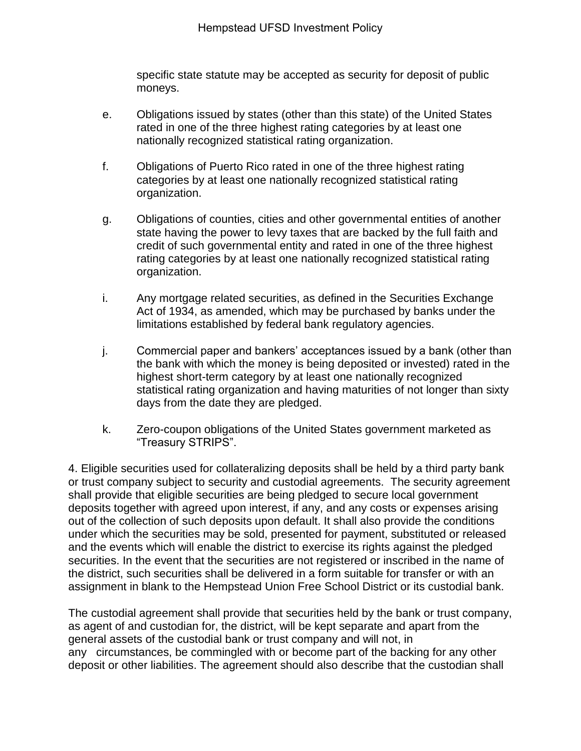specific state statute may be accepted as security for deposit of public moneys.

e. Obligations issued by states (other than this state) of the United States rated in one of the three highest rating categories by at least one nationally recognized statistical rating organization.

f. Obligations of Puerto Rico rated in one of the three highest rating categories by at least one nationally recognized statistical rating organization.

g. Obligations of counties, cities and other governmental entities of another state having the power to levy taxes that are backed by the full faith and credit of such governmental entity and rated in one of the three highest rating categories by at least one nationally recognized statistical rating organization.

i. Any mortgage related securities, as defined in the Securities Exchange Act of 1934, as amended, which may be purchased by banks under the limitations established by federal bank regulatory agencies.

j. Commercial paper and bankers' acceptances issued by a bank (other than the bank with which the money is being deposited or invested) rated in the highest short-term category by at least one nationally recognized statistical rating organization and having maturities of not longer than sixty days from the date they are pledged.

k. Zero-coupon obligations of the United States government marketed as "Treasury STRIPS".

4. Eligible securities used for collateralizing deposits shall be held by a third party bank or trust company subject to security and custodial agreements. The security agreement shall provide that eligible securities are being pledged to secure local government deposits together with agreed upon interest, if any, and any costs or expenses arising out of the collection of such deposits upon default. It shall also provide the conditions under which the securities may be sold, presented for payment, substituted or released and the events which will enable the district to exercise its rights against the pledged securities. In the event that the securities are not registered or inscribed in the name of the district, such securities shall be delivered in a form suitable for transfer or with an assignment in blank to the Hempstead Union Free School District or its custodial bank.

The custodial agreement shall provide that securities held by the bank or trust company, as agent of and custodian for, the district, will be kept separate and apart from the general assets of the custodial bank or trust company and will not, in any circumstances, be commingled with or become part of the backing for any other deposit or other liabilities. The agreement should also describe that the custodian shall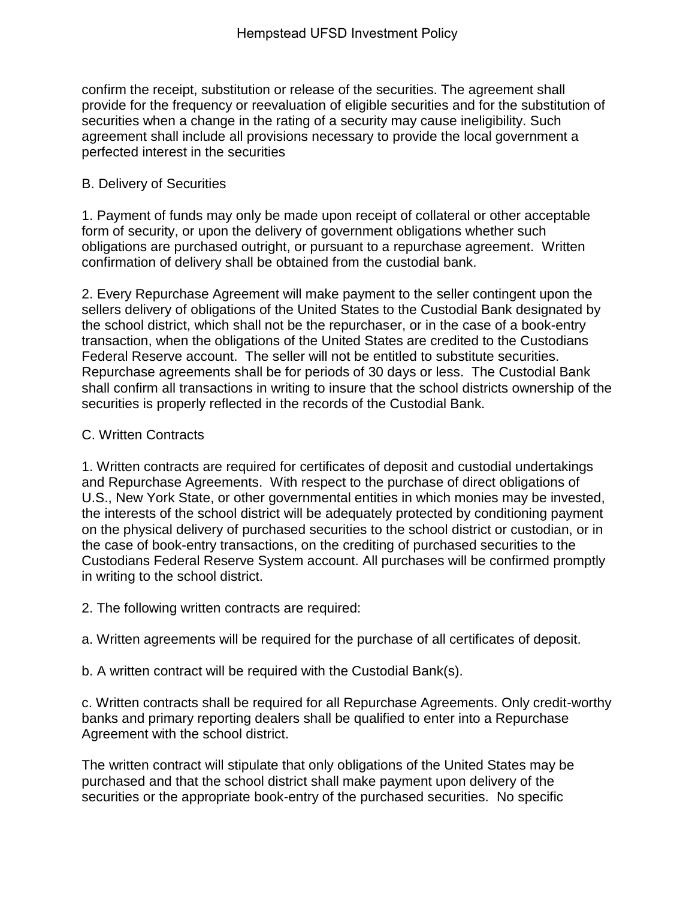confirm the receipt, substitution or release of the securities. The agreement shall provide for the frequency or reevaluation of eligible securities and for the substitution of securities when a change in the rating of a security may cause ineligibility. Such agreement shall include all provisions necessary to provide the local government a perfected interest in the securities

B. Delivery of Securities

1. Payment of funds may only be made upon receipt of collateral or other acceptable form of security, or upon the delivery of government obligations whether such obligations are purchased outright, or pursuant to a repurchase agreement. Written confirmation of delivery shall be obtained from the custodial bank.

2. Every Repurchase Agreement will make payment to the seller contingent upon the sellers delivery of obligations of the United States to the Custodial Bank designated by the school district, which shall not be the repurchaser, or in the case of a book-entry transaction, when the obligations of the United States are credited to the Custodians Federal Reserve account. The seller will not be entitled to substitute securities. Repurchase agreements shall be for periods of 30 days or less. The Custodial Bank shall confirm all transactions in writing to insure that the school districts ownership of the securities is properly reflected in the records of the Custodial Bank.

C. Written Contracts

1. Written contracts are required for certificates of deposit and custodial undertakings and Repurchase Agreements. With respect to the purchase of direct obligations of U.S., New York State, or other governmental entities in which monies may be invested, the interests of the school district will be adequately protected by conditioning payment on the physical delivery of purchased securities to the school district or custodian, or in the case of book-entry transactions, on the crediting of purchased securities to the Custodians Federal Reserve System account. All purchases will be confirmed promptly in writing to the school district.

2. The following written contracts are required:

a. Written agreements will be required for the purchase of all certificates of deposit.

b. A written contract will be required with the Custodial Bank(s).

c. Written contracts shall be required for all Repurchase Agreements. Only credit-worthy banks and primary reporting dealers shall be qualified to enter into a Repurchase Agreement with the school district.

The written contract will stipulate that only obligations of the United States may be purchased and that the school district shall make payment upon delivery of the securities or the appropriate book-entry of the purchased securities. No specific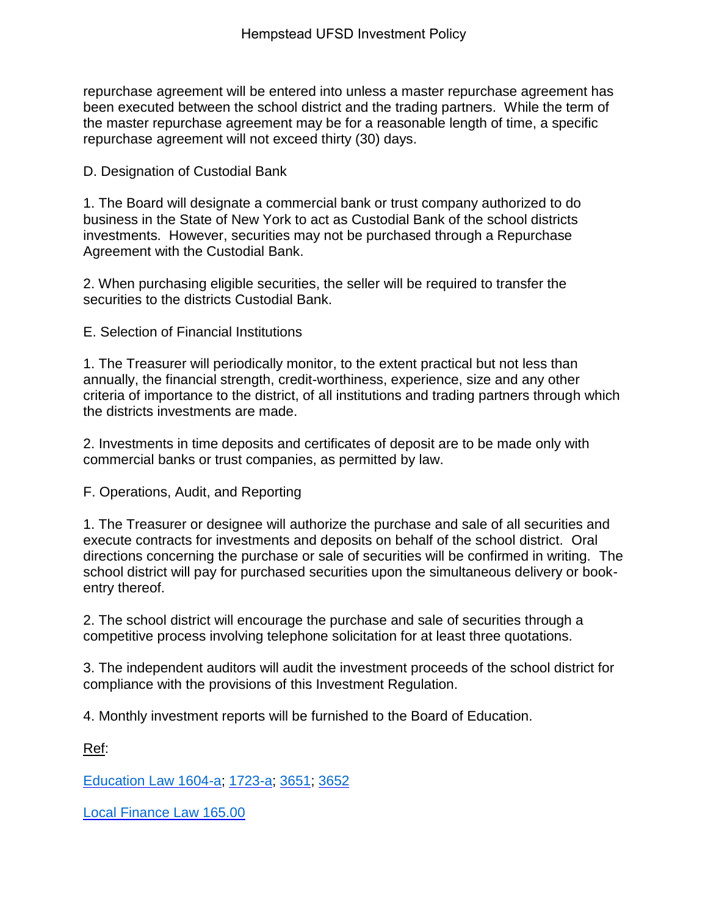repurchase agreement will be entered into unless a master repurchase agreement has been executed between the school district and the trading partners. While the term of the master repurchase agreement may be for a reasonable length of time, a specific repurchase agreement will not exceed thirty (30) days.

D. Designation of Custodial Bank

1. The Board will designate a commercial bank or trust company authorized to do business in the State of New York to act as Custodial Bank of the school districts investments. However, securities may not be purchased through a Repurchase Agreement with the Custodial Bank.

2. When purchasing eligible securities, the seller will be required to transfer the securities to the districts Custodial Bank.

E. Selection of Financial Institutions

1. The Treasurer will periodically monitor, to the extent practical but not less than annually, the financial strength, credit-worthiness, experience, size and any other criteria of importance to the district, of all institutions and trading partners through which the districts investments are made.

2. Investments in time deposits and certificates of deposit are to be made only with commercial banks or trust companies, as permitted by law.

F. Operations, Audit, and Reporting

1. The Treasurer or designee will authorize the purchase and sale of all securities and execute contracts for investments and deposits on behalf of the school district. Oral directions concerning the purchase or sale of securities will be confirmed in writing. The school district will pay for purchased securities upon the simultaneous delivery or book-entry thereof.

2. The school district will encourage the purchase and sale of securities through a competitive process involving telephone solicitation for at least three quotations.

3. The independent auditors will audit the investment proceeds of the school district for compliance with the provisions of this Investment Regulation.

4. Monthly investment reports will be furnished to the Board of Education.

Ref:

Education Law 1604-a; 1723-a; 3651; 3652

Local Finance Law 165.00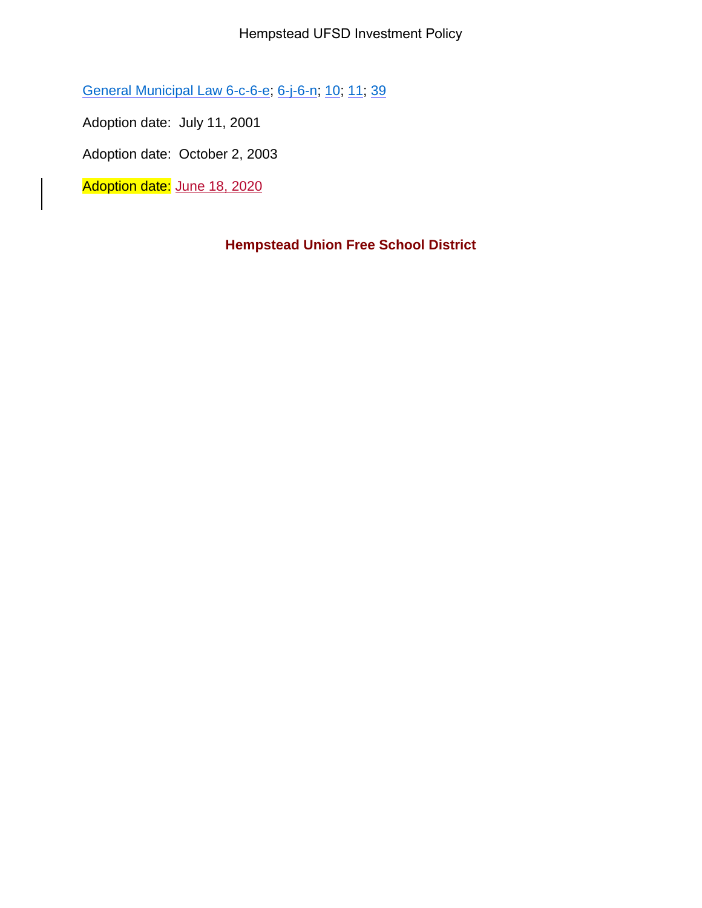General Municipal Law 6-c-6-e; 6-j-6-n; 10; 11; 39

Adoption date: July 11, 2001

Adoption date: October 2, 2003

Adoption date: June 18, 2020

**Hempstead Union Free School District**